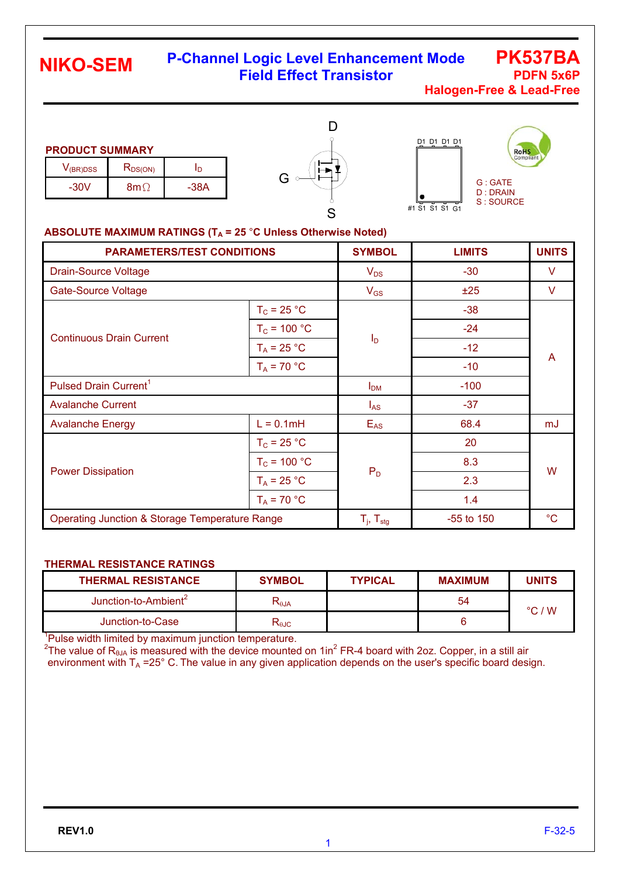NIKO-SEM

# P-Channel Logic Level Enhancement Mode Field Effect Transistor

**PK537BA**
**PDFN 5x6P**
**Halogen-Free & Lead-Free**

## PRODUCT SUMMARY

| $V_{(BR)DSS}$ | $R_{DS(ON)}$ | $I_D$ |
|---|---|---|
| -30V | 8mΩ | -38A |

D1 D1 D1 D1

#1 S1 S1 S1 G1

G : GATE
D : DRAIN
S : SOURCE

## ABSOLUTE MAXIMUM RATINGS ($T_A$ = 25 °C Unless Otherwise Noted)

| PARAMETERS/TEST CONDITIONS | | SYMBOL | LIMITS | UNITS |
|---|---|---|---|---|
| Drain-Source Voltage | | $V_{DS}$ | -30 | V |
| Gate-Source Voltage | | $V_{GS}$ | ±25 | V |
| Continuous Drain Current | $T_C$ = 25 °C | $I_D$ | -38 | A |
| | $T_C$ = 100 °C | | -24 | |
| | $T_A$ = 25 °C | | -12 | |
| | $T_A$ = 70 °C | | -10 | |
| Pulsed Drain Current[1] | | $I_{DM}$ | -100 | |
| Avalanche Current | | $I_{AS}$ | -37 | |
| Avalanche Energy | L = 0.1mH | $E_{AS}$ | 68.4 | mJ |
| Power Dissipation | $T_C$ = 25 °C | $P_D$ | 20 | W |
| | $T_C$ = 100 °C | | 8.3 | |
| | $T_A$ = 25 °C | | 2.3 | |
| | $T_A$ = 70 °C | | 1.4 | |
| Operating Junction & Storage Temperature Range | | $T_j$, $T_{stg}$ | -55 to 150 | °C |

## THERMAL RESISTANCE RATINGS

| THERMAL RESISTANCE | SYMBOL | TYPICAL | MAXIMUM | UNITS |
|---|---|---|---|---|
| Junction-to-Ambient[2] | $R_{\theta JA}$ | | 54 | °C / W |
| Junction-to-Case | $R_{\theta JC}$ | | 6 | |

[1]Pulse width limited by maximum junction temperature.
[2]The value of $R_{\theta JA}$ is measured with the device mounted on 1in$^2$ FR-4 board with 2oz. Copper, in a still air environment with $T_A$ =25° C. The value in any given application depends on the user's specific board design.

REV1.0

F-32-5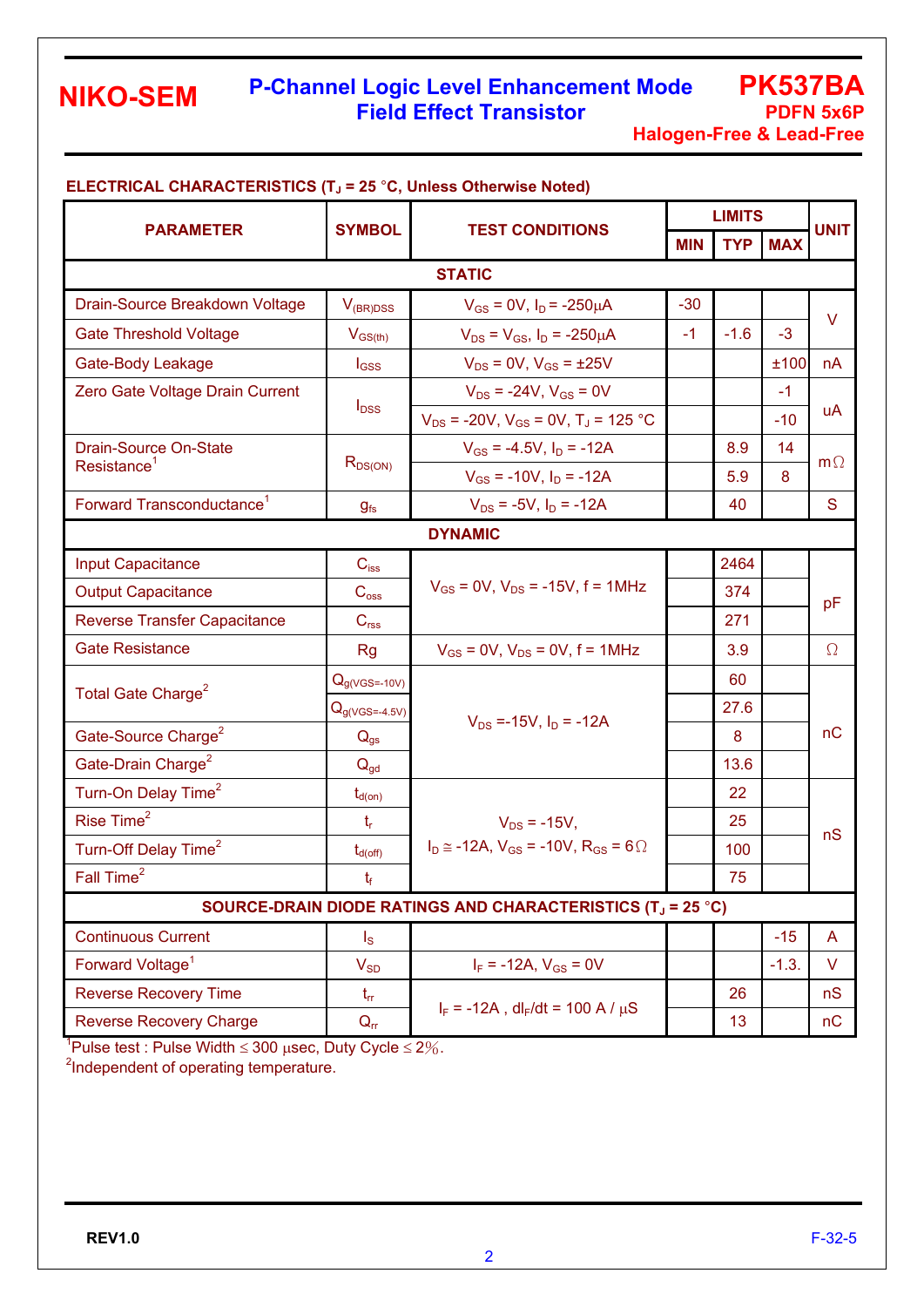## ELECTRICAL CHARACTERISTICS ($T_J$ = 25 °C, Unless Otherwise Noted)

| PARAMETER | SYMBOL | TEST CONDITIONS | LIMITS MIN | LIMITS TYP | LIMITS MAX | UNIT |
|---|---|---|---|---|---|---|
| **STATIC** | | | | | | |
| Drain-Source Breakdown Voltage | $V_{(BR)DSS}$ | $V_{GS}$ = 0V, $I_D$ = -250μA | -30 | | | V |
| Gate Threshold Voltage | $V_{GS(th)}$ | $V_{DS}$ = $V_{GS}$, $I_D$ = -250μA | -1 | -1.6 | -3 | V |
| Gate-Body Leakage | $I_{GSS}$ | $V_{DS}$ = 0V, $V_{GS}$ = ±25V | | | ±100 | nA |
| Zero Gate Voltage Drain Current | $I_{DSS}$ | $V_{DS}$ = -24V, $V_{GS}$ = 0V | | | -1 | uA |
| | | $V_{DS}$ = -20V, $V_{GS}$ = 0V, $T_J$ = 125 °C | | | -10 | uA |
| Drain-Source On-State Resistance[1] | $R_{DS(ON)}$ | $V_{GS}$ = -4.5V, $I_D$ = -12A | | 8.9 | 14 | mΩ |
| | | $V_{GS}$ = -10V, $I_D$ = -12A | | 5.9 | 8 | mΩ |
| Forward Transconductance[1] | $g_{fs}$ | $V_{DS}$ = -5V, $I_D$ = -12A | | 40 | | S |
| **DYNAMIC** | | | | | | |
| Input Capacitance | $C_{iss}$ | $V_{GS}$ = 0V, $V_{DS}$ = -15V, f = 1MHz | | 2464 | | pF |
| Output Capacitance | $C_{oss}$ | | | 374 | | pF |
| Reverse Transfer Capacitance | $C_{rss}$ | | | 271 | | pF |
| Gate Resistance | Rg | $V_{GS}$ = 0V, $V_{DS}$ = 0V, f = 1MHz | | 3.9 | | Ω |
| Total Gate Charge[2] | $Q_{g(VGS=-10V)}$ | $V_{DS}$ =-15V, $I_D$ = -12A | | 60 | | nC |
| | $Q_{g(VGS=-4.5V)}$ | | | 27.6 | | nC |
| Gate-Source Charge[2] | $Q_{gs}$ | | | 8 | | nC |
| Gate-Drain Charge[2] | $Q_{gd}$ | | | 13.6 | | nC |
| Turn-On Delay Time[2] | $t_{d(on)}$ | $V_{DS}$ = -15V, $I_D$ ≅ -12A, $V_{GS}$ = -10V, $R_{GS}$ = 6Ω | | 22 | | nS |
| Rise Time[2] | $t_r$ | | | 25 | | nS |
| Turn-Off Delay Time[2] | $t_{d(off)}$ | | | 100 | | nS |
| Fall Time[2] | $t_f$ | | | 75 | | nS |
| **SOURCE-DRAIN DIODE RATINGS AND CHARACTERISTICS ($T_J$ = 25 °C)** | | | | | | |
| Continuous Current | $I_S$ | | | | -15 | A |
| Forward Voltage[1] | $V_{SD}$ | $I_F$ = -12A, $V_{GS}$ = 0V | | | -1.3. | V |
| Reverse Recovery Time | $t_{rr}$ | $I_F$ = -12A , $dI_F/dt$ = 100 A / μS | | 26 | | nS |
| Reverse Recovery Charge | $Q_{rr}$ | | | 13 | | nC |

[1]Pulse test : Pulse Width ≤ 300 μsec, Duty Cycle ≤ 2%.

[2]Independent of operating temperature.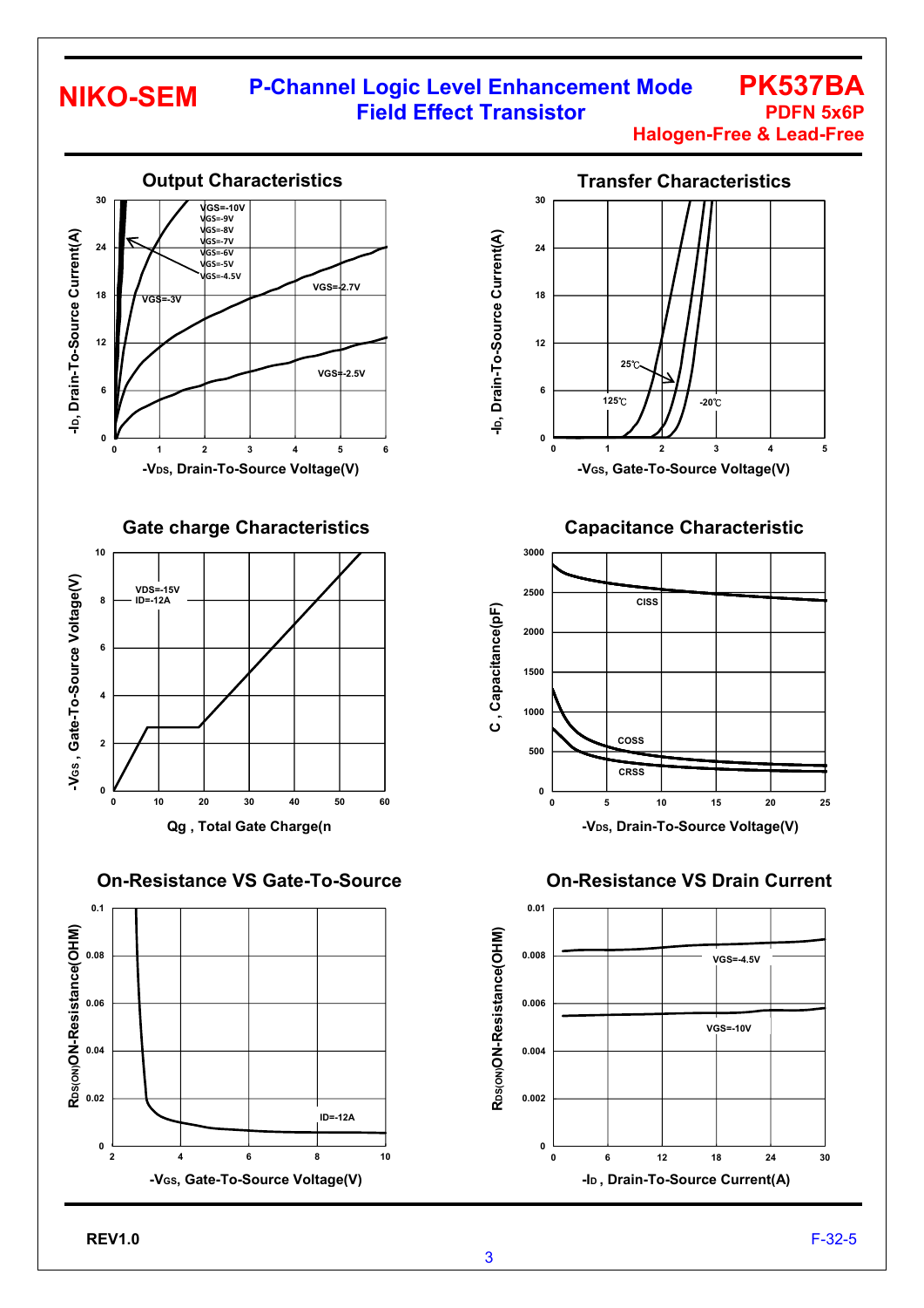## Output Characteristics

VGS=-10V
VGS=-9V
VGS=-8V
VGS=-7V
VGS=-6V
VGS=-5V
VGS=-4.5V
VGS=-3V
VGS=-2.7V
VGS=-2.5V

$-I_D$, Drain-To-Source Current(A)

$-V_{DS}$, Drain-To-Source Voltage(V)

## Transfer Characteristics

25℃
125℃
-20℃

$-I_D$, Drain-To-Source Current(A)

$-V_{GS}$, Gate-To-Source Voltage(V)

## Gate charge Characteristics

VDS=-15V
ID=-12A

$-V_{GS}$ , Gate-To-Source Voltage(V)

Qg , Total Gate Charge(n

## Capacitance Characteristic

CISS
COSS
CRSS

C , Capacitance(pF)

$-V_{DS}$, Drain-To-Source Voltage(V)

## On-Resistance VS Gate-To-Source

ID=-12A

$R_{DS(ON)}$ON-Resistance(OHM)

$-V_{GS}$, Gate-To-Source Voltage(V)

## On-Resistance VS Drain Current

VGS=-4.5V
VGS=-10V

$R_{DS(ON)}$ON-Resistance(OHM)

$-I_D$ , Drain-To-Source Current(A)

REV1.0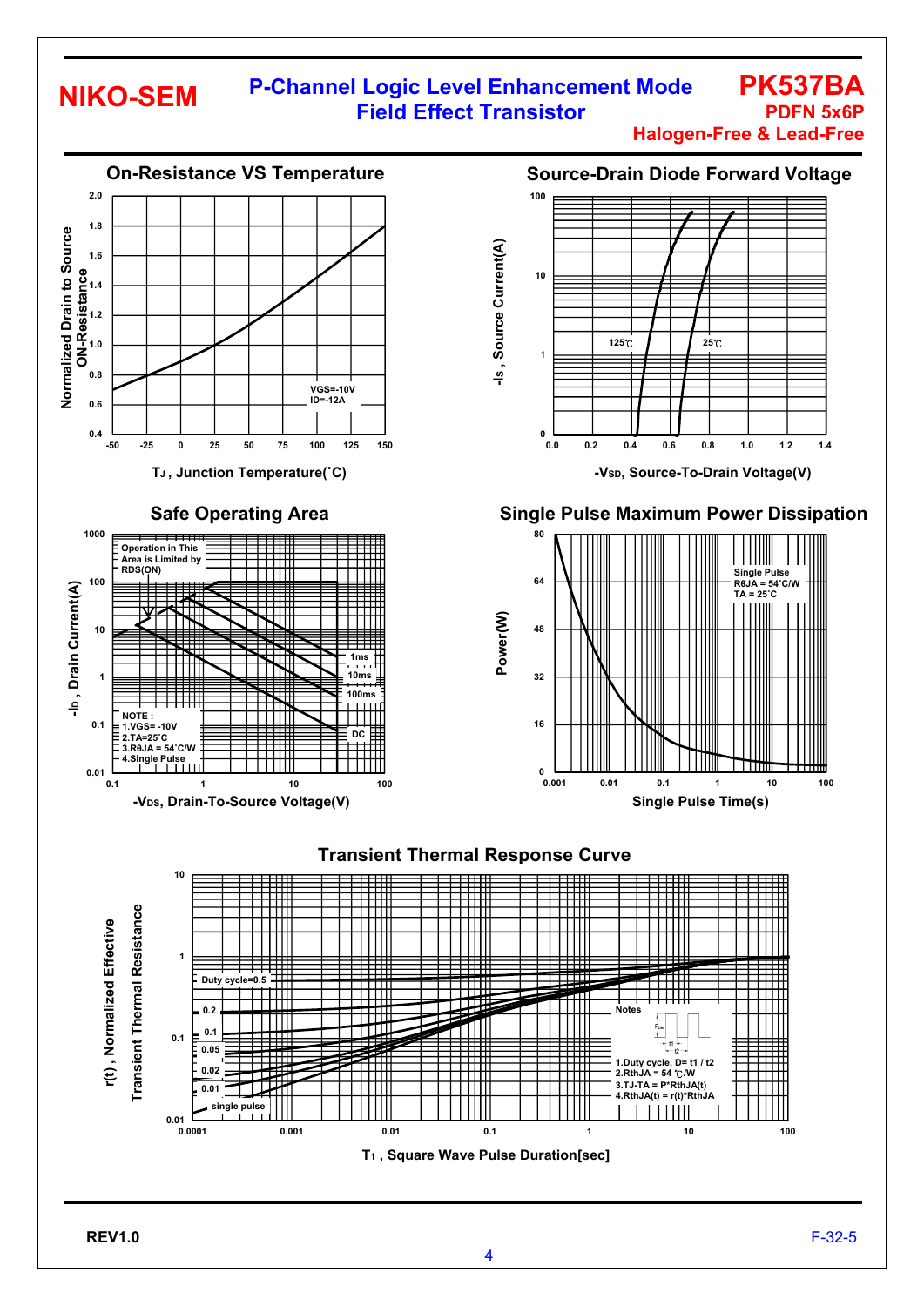## On-Resistance VS Temperature

Normalized Drain to Source ON-Resistance

VGS=-10V
ID=-12A

$T_J$ , Junction Temperature(˚C)

## Source-Drain Diode Forward Voltage

$-I_S$ , Source Current(A)

125℃ 25℃

$-V_{SD}$, Source-To-Drain Voltage(V)

## Safe Operating Area

Operation in This Area is Limited by RDS(ON)

1ms
10ms
100ms
DC

NOTE :
1.VGS= -10V
2.TA=25˚C
3.RθJA = 54˚C/W
4.Single Pulse

$-I_D$ , Drain Current(A)

$-V_{DS}$, Drain-To-Source Voltage(V)

## Single Pulse Maximum Power Dissipation

Single Pulse
RθJA = 54˚C/W
TA = 25˚C

Power(W)

Single Pulse Time(s)

## Transient Thermal Response Curve

r(t) , Normalized Effective Transient Thermal Resistance

Duty cycle=0.5
0.2
0.1
0.05
0.02
0.01
single pulse

Notes
1.Duty cycle, D= t1 / t2
2.RthJA = 54 ℃/W
3.TJ-TA = P*RthJA(t)
4.RthJA(t) = r(t)*RthJA

$T_1$ , Square Wave Pulse Duration[sec]

REV1.0 F-32-5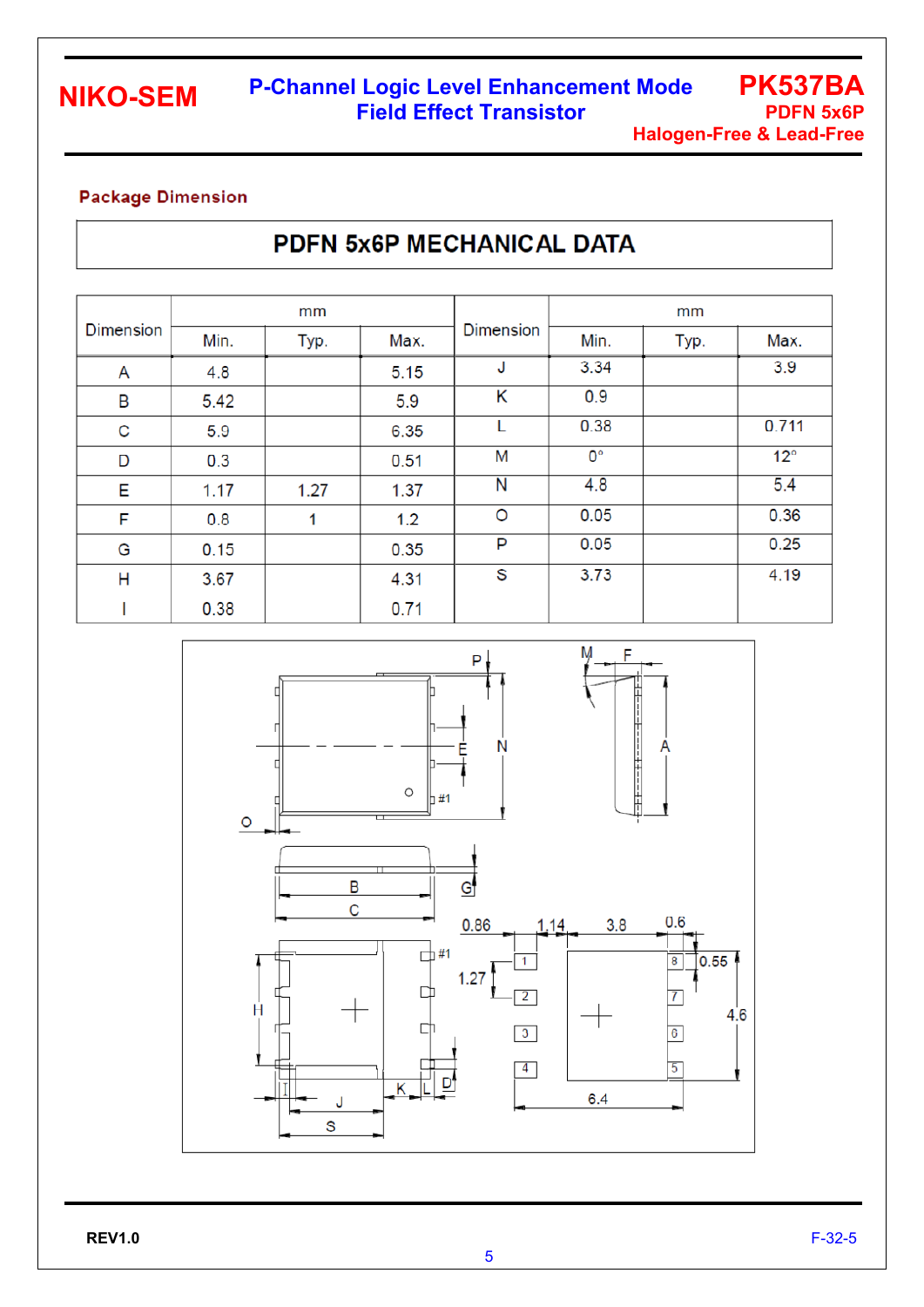NIKO-SEM

P-Channel Logic Level Enhancement Mode Field Effect Transistor

PK537BA
PDFN 5x6P
Halogen-Free & Lead-Free

## Package Dimension

### PDFN 5x6P MECHANICAL DATA

| Dimension | mm | | | Dimension | mm | | |
|---|---|---|---|---|---|---|---|
| | Min. | Typ. | Max. | | Min. | Typ. | Max. |
| A | 4.8 | | 5.15 | J | 3.34 | | 3.9 |
| B | 5.42 | | 5.9 | K | 0.9 | | |
| C | 5.9 | | 6.35 | L | 0.38 | | 0.711 |
| D | 0.3 | | 0.51 | M | 0° | | 12° |
| E | 1.17 | 1.27 | 1.37 | N | 4.8 | | 5.4 |
| F | 0.8 | 1 | 1.2 | O | 0.05 | | 0.36 |
| G | 0.15 | | 0.35 | P | 0.05 | | 0.25 |
| H | 3.67 | | 4.31 | S | 3.73 | | 4.19 |
| I | 0.38 | | 0.71 | | | | |

REV1.0

F-32-5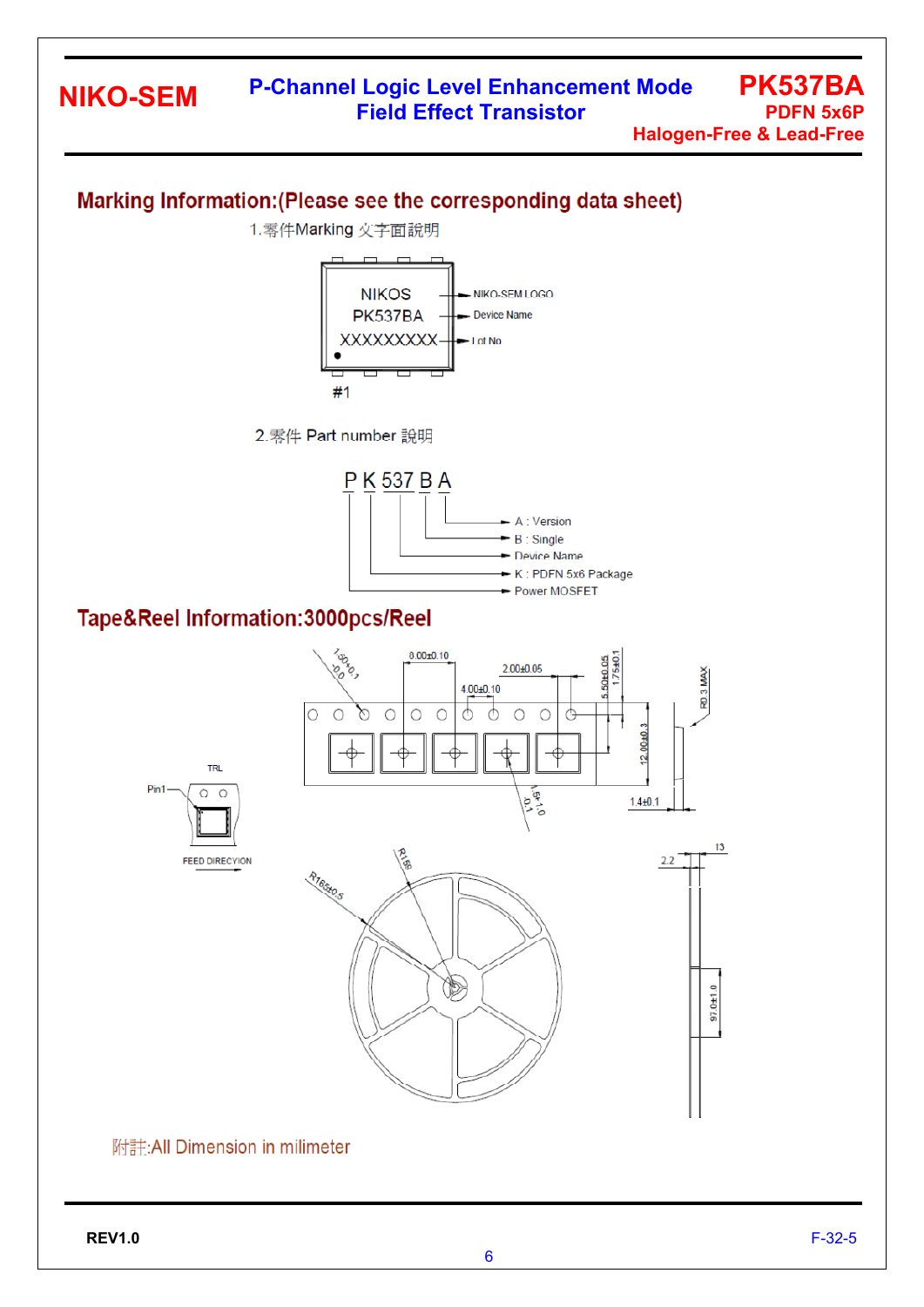## Marking Information:(Please see the corresponding data sheet)

1.零件Marking 文字面說明

NIKOS — NIKO-SEM LOGO
PK537BA — Device Name
XXXXXXXXX — Lot No

#1

2.零件 Part number 說明

P K 537 B A

- A : Version
- B : Single
- Device Name
- K : PDFN 5x6 Package
- Power MOSFET

## Tape&Reel Information:3000pcs/Reel

附註:All Dimension in milimeter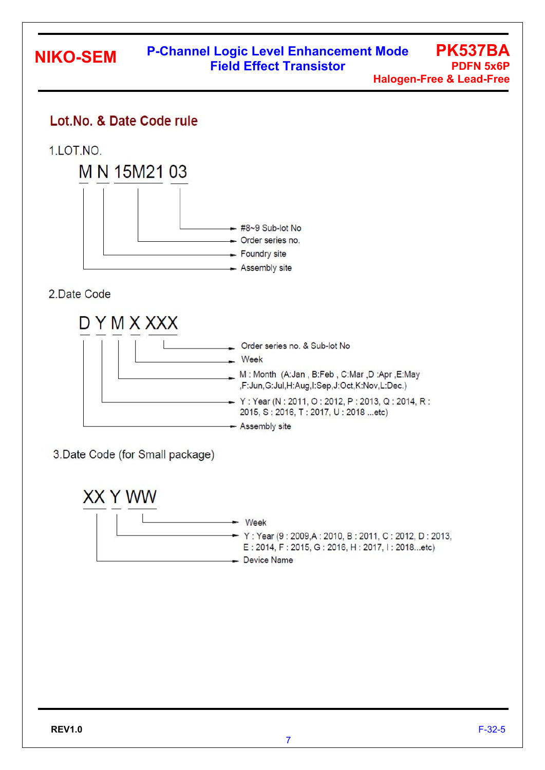## Lot.No. & Date Code rule

1.LOT.NO.

**M N 15M21 03**

- M → Assembly site
- N → Foundry site
- 15M21 → Order series no.
- 03 → #8~9 Sub-lot No

2.Date Code

**D Y M X XXX**

- D → Assembly site
- Y → Y : Year (N : 2011, O : 2012, P : 2013, Q : 2014, R : 2015, S : 2016, T : 2017, U : 2018 ...etc)
- M → M : Month (A:Jan , B:Feb , C:Mar ,D :Apr ,E:May ,F:Jun,G:Jul,H:Aug,I:Sep,J:Oct,K:Nov,L:Dec.)
- X → Week
- XXX → Order series no. & Sub-lot No

3.Date Code (for Small package)

**XX Y WW**

- XX → Device Name
- Y → Y : Year (9 : 2009,A : 2010, B : 2011, C : 2012, D : 2013, E : 2014, F : 2015, G : 2016, H : 2017, I : 2018...etc)
- WW → Week

REV1.0

F-32-5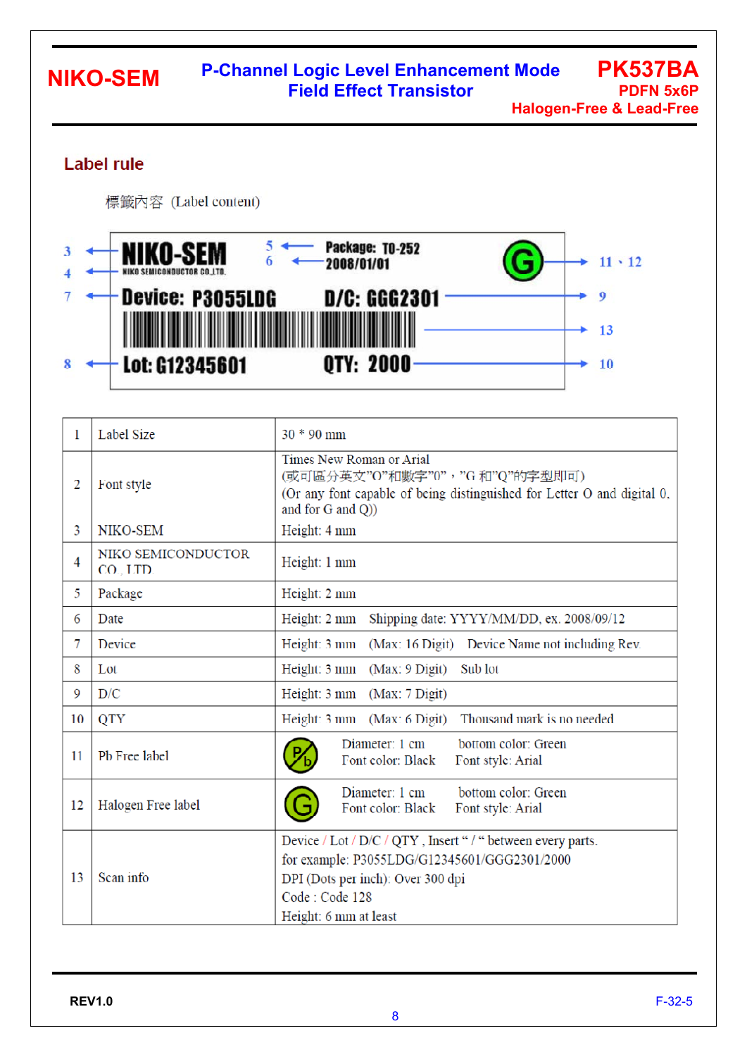## Label rule

標籤內容 (Label content)

NIKO-SEM
NIKO SEMICONDUCTOR CO.,LTD.
Package: TO-252
2008/01/01
Device: P3055LDG
D/C: GGG2301
Lot: G12345601
QTY: 2000

3, 4, 5, 6, 7, 8, 9, 10, 11、12, 13

| | | |
|---|---|---|
| 1 | Label Size | 30 * 90 mm |
| 2 | Font style | Times New Roman or Arial (或可區分英文"O"和數字"0"，"G 和"Q"的字型即可) (Or any font capable of being distinguished for Letter O and digital 0, and for G and Q)) |
| 3 | NIKO-SEM | Height: 4 mm |
| 4 | NIKO SEMICONDUCTOR CO., LTD | Height: 1 mm |
| 5 | Package | Height: 2 mm |
| 6 | Date | Height: 2 mm Shipping date: YYYY/MM/DD, ex. 2008/09/12 |
| 7 | Device | Height: 3 mm (Max: 16 Digit) Device Name not including Rev. |
| 8 | Lot | Height: 3 mm (Max: 9 Digit) Sub lot |
| 9 | D/C | Height: 3 mm (Max: 7 Digit) |
| 10 | QTY | Height: 3 mm (Max: 6 Digit) Thousand mark is no needed |
| 11 | Pb Free label | Diameter: 1 cm bottom color: Green Font color: Black Font style: Arial |
| 12 | Halogen Free label | Diameter: 1 cm bottom color: Green Font color: Black Font style: Arial |
| 13 | Scan info | Device / Lot / D/C / QTY , Insert " / " between every parts. for example: P3055LDG/G12345601/GGG2301/2000 DPI (Dots per inch): Over 300 dpi Code : Code 128 Height: 6 mm at least |

REV1.0

F-32-5